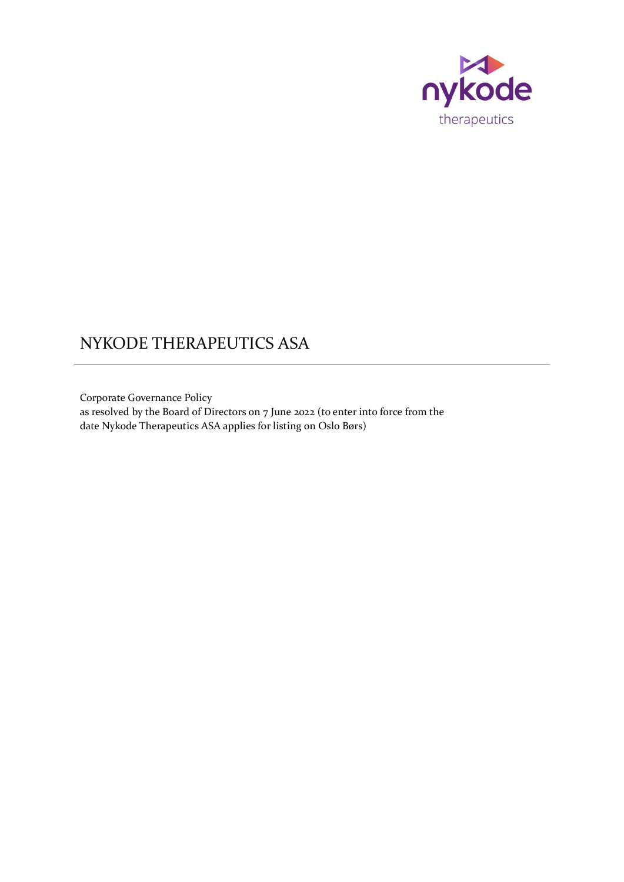nykode therapeutics

# NYKODE THERAPEUTICS ASA

---

Corporate Governance Policy
as resolved by the Board of Directors on 7 June 2022 (to enter into force from the date Nykode Therapeutics ASA applies for listing on Oslo Børs)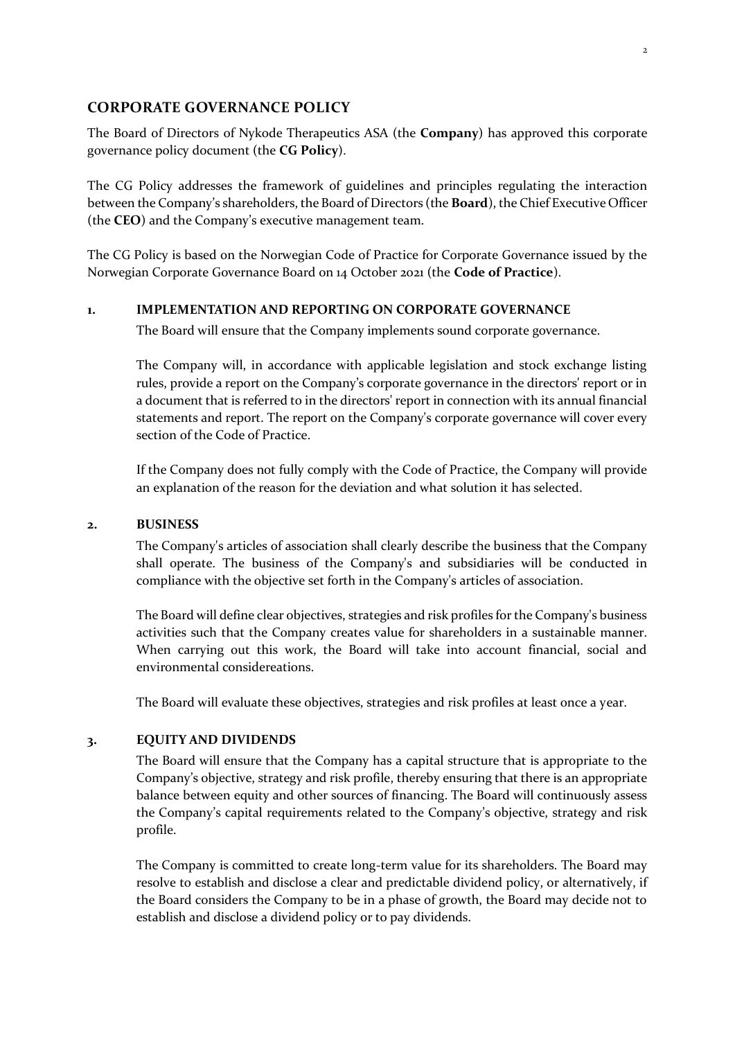## CORPORATE GOVERNANCE POLICY

The Board of Directors of Nykode Therapeutics ASA (the **Company**) has approved this corporate governance policy document (the **CG Policy**).

The CG Policy addresses the framework of guidelines and principles regulating the interaction between the Company's shareholders, the Board of Directors (the **Board**), the Chief Executive Officer (the **CEO**) and the Company's executive management team.

The CG Policy is based on the Norwegian Code of Practice for Corporate Governance issued by the Norwegian Corporate Governance Board on 14 October 2021 (the **Code of Practice**).

### 1. IMPLEMENTATION AND REPORTING ON CORPORATE GOVERNANCE

The Board will ensure that the Company implements sound corporate governance.

The Company will, in accordance with applicable legislation and stock exchange listing rules, provide a report on the Company's corporate governance in the directors' report or in a document that is referred to in the directors' report in connection with its annual financial statements and report. The report on the Company's corporate governance will cover every section of the Code of Practice.

If the Company does not fully comply with the Code of Practice, the Company will provide an explanation of the reason for the deviation and what solution it has selected.

### 2. BUSINESS

The Company's articles of association shall clearly describe the business that the Company shall operate. The business of the Company's and subsidiaries will be conducted in compliance with the objective set forth in the Company's articles of association.

The Board will define clear objectives, strategies and risk profiles for the Company's business activities such that the Company creates value for shareholders in a sustainable manner. When carrying out this work, the Board will take into account financial, social and environmental considereations.

The Board will evaluate these objectives, strategies and risk profiles at least once a year.

### 3. EQUITY AND DIVIDENDS

The Board will ensure that the Company has a capital structure that is appropriate to the Company's objective, strategy and risk profile, thereby ensuring that there is an appropriate balance between equity and other sources of financing. The Board will continuously assess the Company's capital requirements related to the Company's objective, strategy and risk profile.

The Company is committed to create long-term value for its shareholders. The Board may resolve to establish and disclose a clear and predictable dividend policy, or alternatively, if the Board considers the Company to be in a phase of growth, the Board may decide not to establish and disclose a dividend policy or to pay dividends.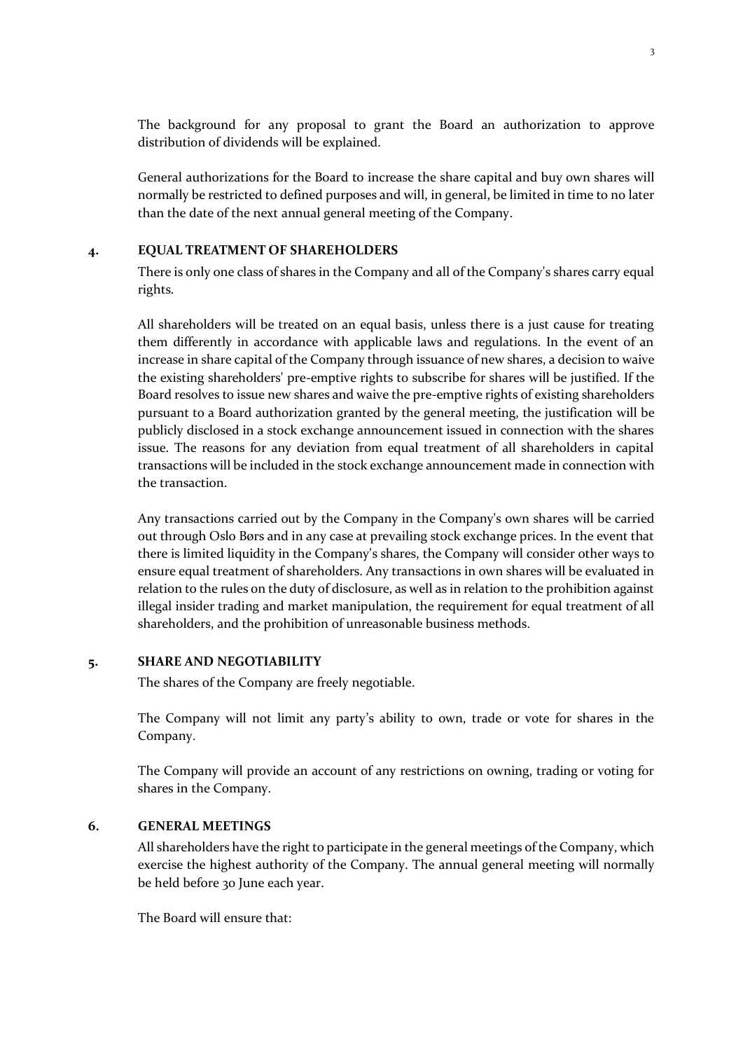The background for any proposal to grant the Board an authorization to approve distribution of dividends will be explained.

General authorizations for the Board to increase the share capital and buy own shares will normally be restricted to defined purposes and will, in general, be limited in time to no later than the date of the next annual general meeting of the Company.

## 4. EQUAL TREATMENT OF SHAREHOLDERS

There is only one class of shares in the Company and all of the Company's shares carry equal rights.

All shareholders will be treated on an equal basis, unless there is a just cause for treating them differently in accordance with applicable laws and regulations. In the event of an increase in share capital of the Company through issuance of new shares, a decision to waive the existing shareholders' pre-emptive rights to subscribe for shares will be justified. If the Board resolves to issue new shares and waive the pre-emptive rights of existing shareholders pursuant to a Board authorization granted by the general meeting, the justification will be publicly disclosed in a stock exchange announcement issued in connection with the shares issue. The reasons for any deviation from equal treatment of all shareholders in capital transactions will be included in the stock exchange announcement made in connection with the transaction.

Any transactions carried out by the Company in the Company's own shares will be carried out through Oslo Børs and in any case at prevailing stock exchange prices. In the event that there is limited liquidity in the Company's shares, the Company will consider other ways to ensure equal treatment of shareholders. Any transactions in own shares will be evaluated in relation to the rules on the duty of disclosure, as well as in relation to the prohibition against illegal insider trading and market manipulation, the requirement for equal treatment of all shareholders, and the prohibition of unreasonable business methods.

## 5. SHARE AND NEGOTIABILITY

The shares of the Company are freely negotiable.

The Company will not limit any party's ability to own, trade or vote for shares in the Company.

The Company will provide an account of any restrictions on owning, trading or voting for shares in the Company.

## 6. GENERAL MEETINGS

All shareholders have the right to participate in the general meetings of the Company, which exercise the highest authority of the Company. The annual general meeting will normally be held before 30 June each year.

The Board will ensure that: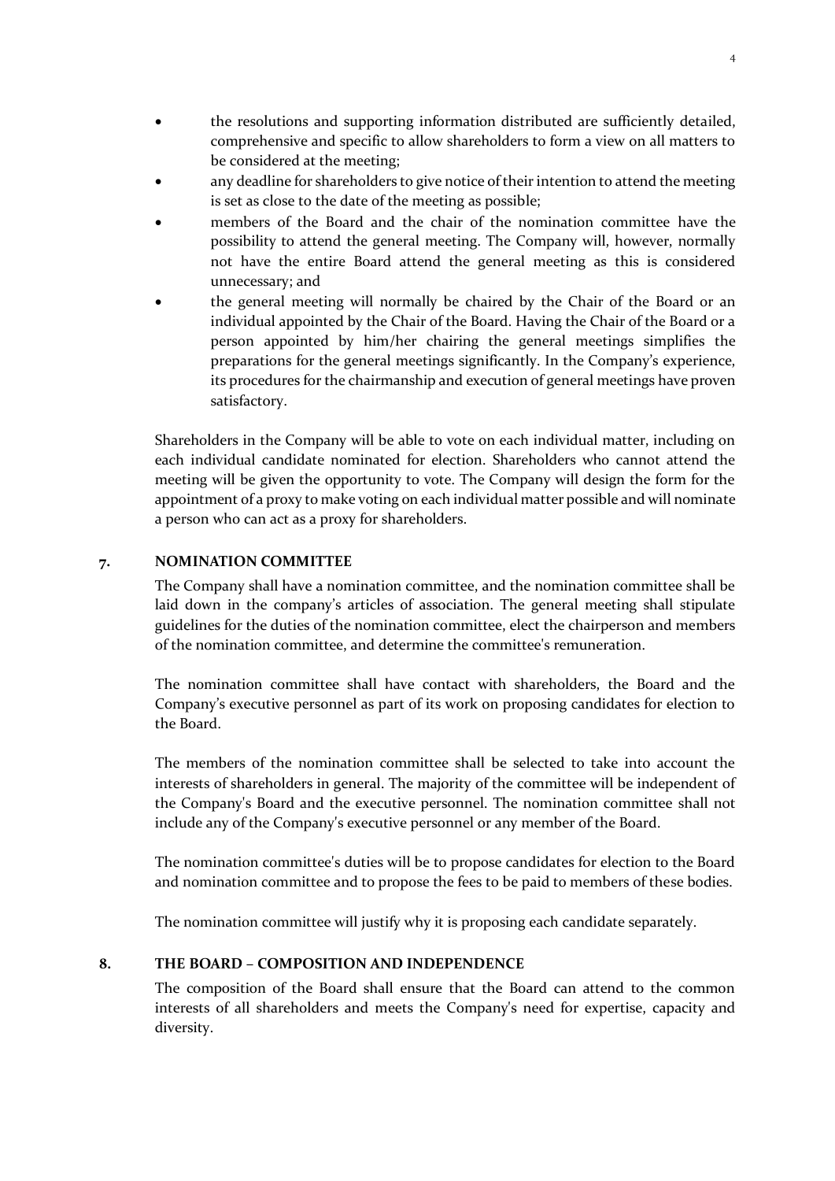- the resolutions and supporting information distributed are sufficiently detailed, comprehensive and specific to allow shareholders to form a view on all matters to be considered at the meeting;
- any deadline for shareholders to give notice of their intention to attend the meeting is set as close to the date of the meeting as possible;
- members of the Board and the chair of the nomination committee have the possibility to attend the general meeting. The Company will, however, normally not have the entire Board attend the general meeting as this is considered unnecessary; and
- the general meeting will normally be chaired by the Chair of the Board or an individual appointed by the Chair of the Board. Having the Chair of the Board or a person appointed by him/her chairing the general meetings simplifies the preparations for the general meetings significantly. In the Company's experience, its procedures for the chairmanship and execution of general meetings have proven satisfactory.

Shareholders in the Company will be able to vote on each individual matter, including on each individual candidate nominated for election. Shareholders who cannot attend the meeting will be given the opportunity to vote. The Company will design the form for the appointment of a proxy to make voting on each individual matter possible and will nominate a person who can act as a proxy for shareholders.

## 7. NOMINATION COMMITTEE

The Company shall have a nomination committee, and the nomination committee shall be laid down in the company's articles of association. The general meeting shall stipulate guidelines for the duties of the nomination committee, elect the chairperson and members of the nomination committee, and determine the committee's remuneration.

The nomination committee shall have contact with shareholders, the Board and the Company's executive personnel as part of its work on proposing candidates for election to the Board.

The members of the nomination committee shall be selected to take into account the interests of shareholders in general. The majority of the committee will be independent of the Company's Board and the executive personnel. The nomination committee shall not include any of the Company's executive personnel or any member of the Board.

The nomination committee's duties will be to propose candidates for election to the Board and nomination committee and to propose the fees to be paid to members of these bodies.

The nomination committee will justify why it is proposing each candidate separately.

## 8. THE BOARD – COMPOSITION AND INDEPENDENCE

The composition of the Board shall ensure that the Board can attend to the common interests of all shareholders and meets the Company's need for expertise, capacity and diversity.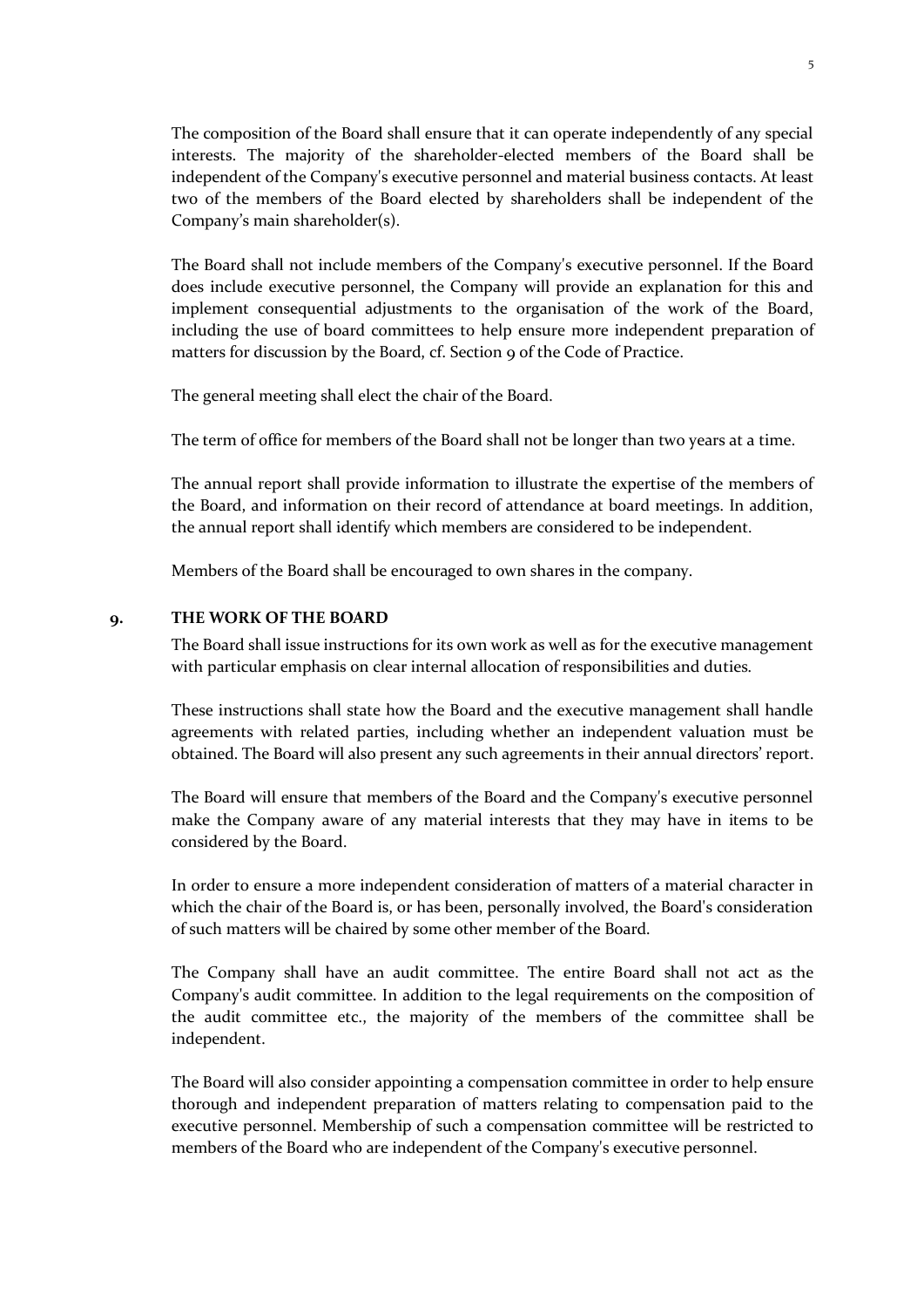The composition of the Board shall ensure that it can operate independently of any special interests. The majority of the shareholder-elected members of the Board shall be independent of the Company's executive personnel and material business contacts. At least two of the members of the Board elected by shareholders shall be independent of the Company's main shareholder(s).

The Board shall not include members of the Company's executive personnel. If the Board does include executive personnel, the Company will provide an explanation for this and implement consequential adjustments to the organisation of the work of the Board, including the use of board committees to help ensure more independent preparation of matters for discussion by the Board, cf. Section 9 of the Code of Practice.

The general meeting shall elect the chair of the Board.

The term of office for members of the Board shall not be longer than two years at a time.

The annual report shall provide information to illustrate the expertise of the members of the Board, and information on their record of attendance at board meetings. In addition, the annual report shall identify which members are considered to be independent.

Members of the Board shall be encouraged to own shares in the company.

## 9. THE WORK OF THE BOARD

The Board shall issue instructions for its own work as well as for the executive management with particular emphasis on clear internal allocation of responsibilities and duties.

These instructions shall state how the Board and the executive management shall handle agreements with related parties, including whether an independent valuation must be obtained. The Board will also present any such agreements in their annual directors' report.

The Board will ensure that members of the Board and the Company's executive personnel make the Company aware of any material interests that they may have in items to be considered by the Board.

In order to ensure a more independent consideration of matters of a material character in which the chair of the Board is, or has been, personally involved, the Board's consideration of such matters will be chaired by some other member of the Board.

The Company shall have an audit committee. The entire Board shall not act as the Company's audit committee. In addition to the legal requirements on the composition of the audit committee etc., the majority of the members of the committee shall be independent.

The Board will also consider appointing a compensation committee in order to help ensure thorough and independent preparation of matters relating to compensation paid to the executive personnel. Membership of such a compensation committee will be restricted to members of the Board who are independent of the Company's executive personnel.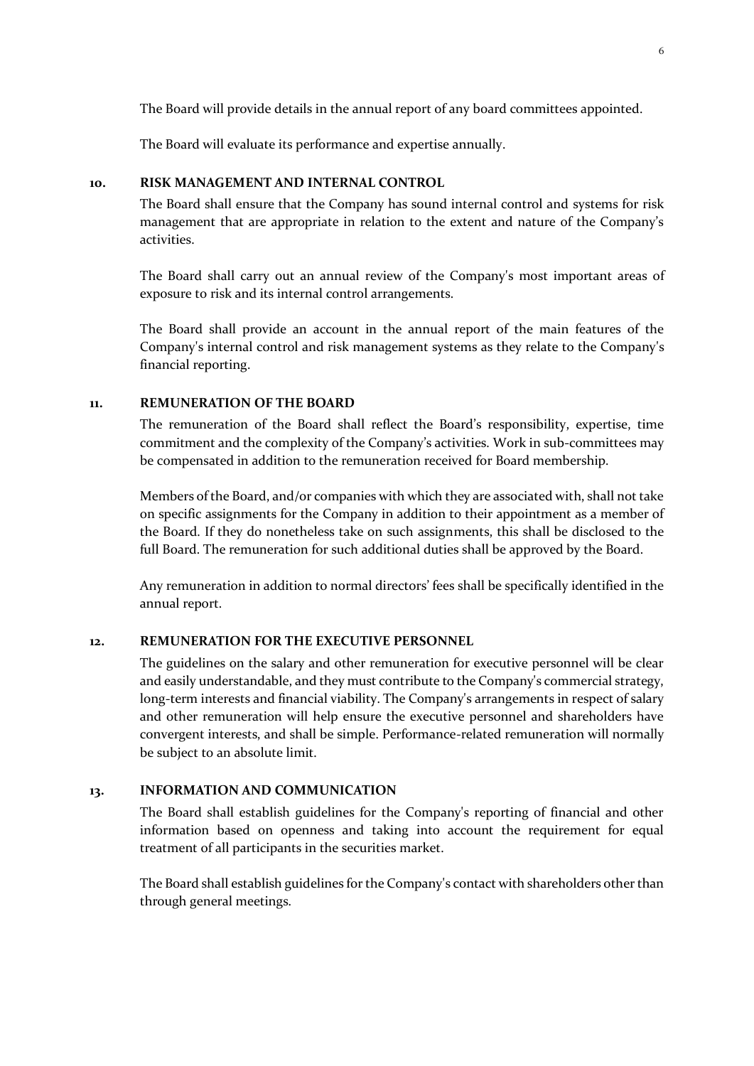The Board will provide details in the annual report of any board committees appointed.

The Board will evaluate its performance and expertise annually.

## 10. RISK MANAGEMENT AND INTERNAL CONTROL

The Board shall ensure that the Company has sound internal control and systems for risk management that are appropriate in relation to the extent and nature of the Company's activities.

The Board shall carry out an annual review of the Company's most important areas of exposure to risk and its internal control arrangements.

The Board shall provide an account in the annual report of the main features of the Company's internal control and risk management systems as they relate to the Company's financial reporting.

## 11. REMUNERATION OF THE BOARD

The remuneration of the Board shall reflect the Board's responsibility, expertise, time commitment and the complexity of the Company's activities. Work in sub-committees may be compensated in addition to the remuneration received for Board membership.

Members of the Board, and/or companies with which they are associated with, shall not take on specific assignments for the Company in addition to their appointment as a member of the Board. If they do nonetheless take on such assignments, this shall be disclosed to the full Board. The remuneration for such additional duties shall be approved by the Board.

Any remuneration in addition to normal directors' fees shall be specifically identified in the annual report.

## 12. REMUNERATION FOR THE EXECUTIVE PERSONNEL

The guidelines on the salary and other remuneration for executive personnel will be clear and easily understandable, and they must contribute to the Company's commercial strategy, long-term interests and financial viability. The Company's arrangements in respect of salary and other remuneration will help ensure the executive personnel and shareholders have convergent interests, and shall be simple. Performance-related remuneration will normally be subject to an absolute limit.

## 13. INFORMATION AND COMMUNICATION

The Board shall establish guidelines for the Company's reporting of financial and other information based on openness and taking into account the requirement for equal treatment of all participants in the securities market.

The Board shall establish guidelines for the Company's contact with shareholders other than through general meetings.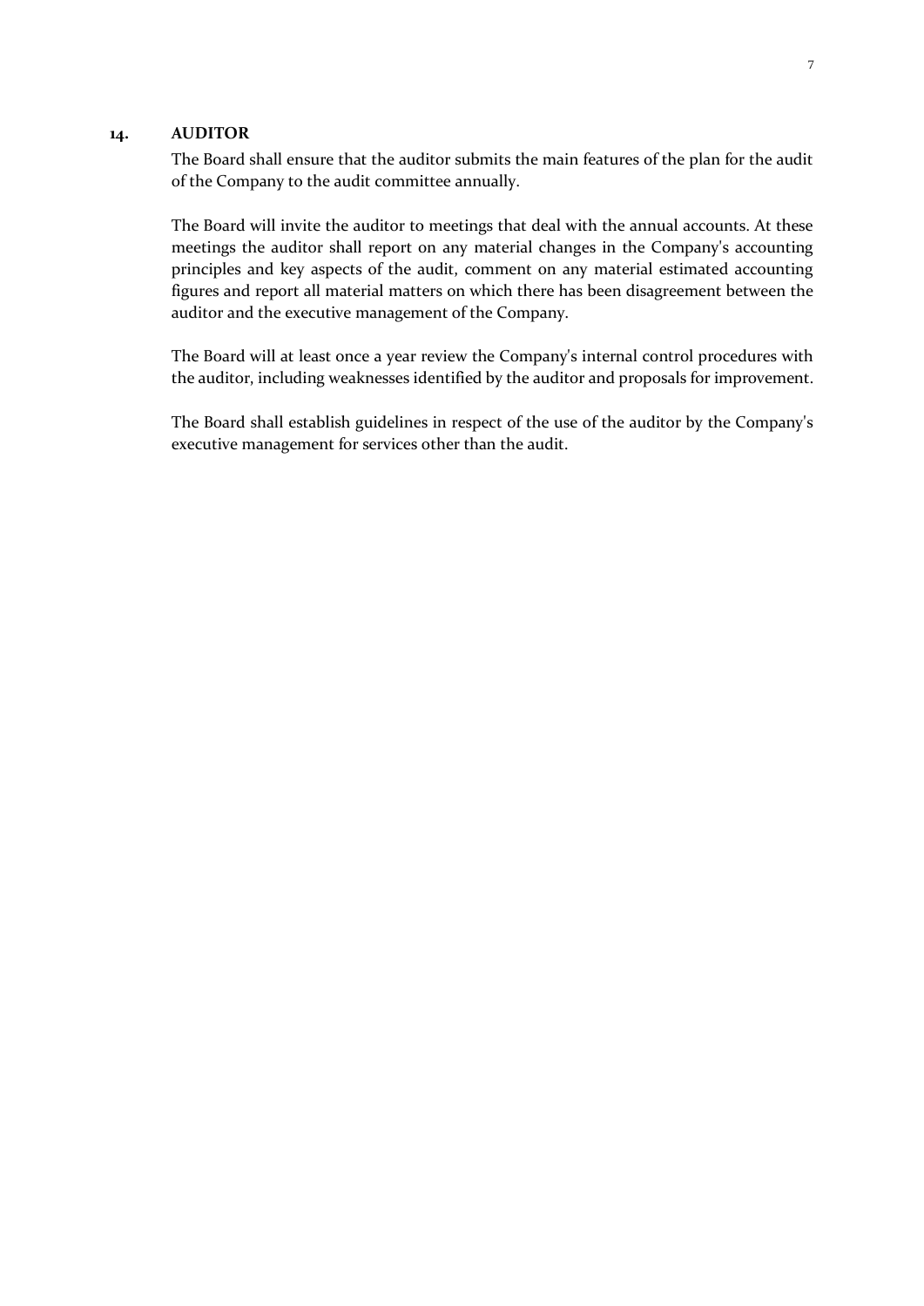## 14. AUDITOR

The Board shall ensure that the auditor submits the main features of the plan for the audit of the Company to the audit committee annually.

The Board will invite the auditor to meetings that deal with the annual accounts. At these meetings the auditor shall report on any material changes in the Company's accounting principles and key aspects of the audit, comment on any material estimated accounting figures and report all material matters on which there has been disagreement between the auditor and the executive management of the Company.

The Board will at least once a year review the Company's internal control procedures with the auditor, including weaknesses identified by the auditor and proposals for improvement.

The Board shall establish guidelines in respect of the use of the auditor by the Company's executive management for services other than the audit.